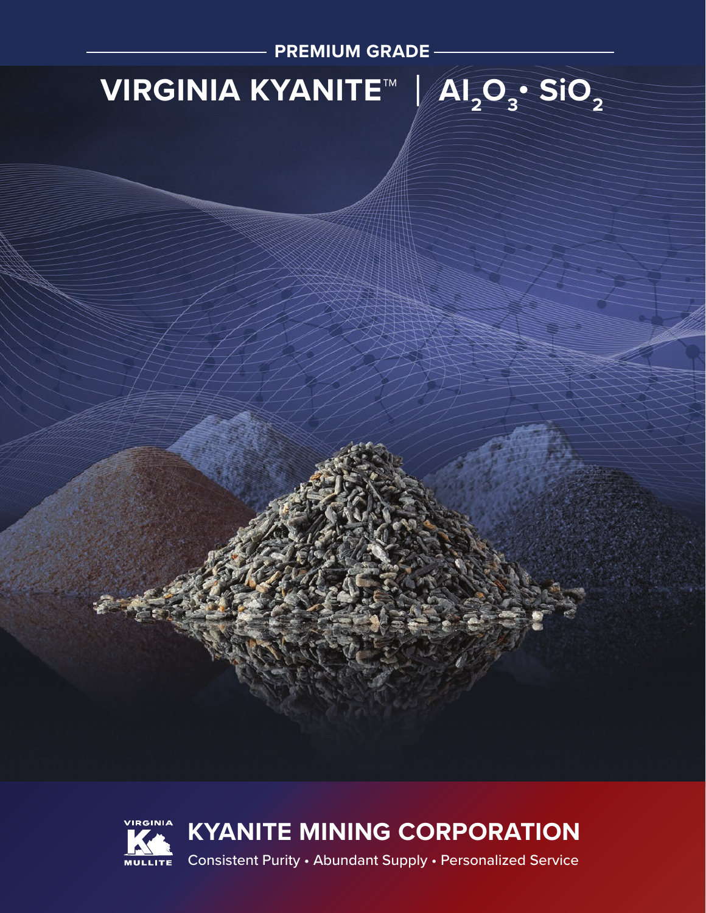PREMIUM GRADE

# VIRGINIA KYANITE™ | $Al_2O_3 \cdot SiO_2$

VIRGINIA MULLITE

## KYANITE MINING CORPORATION

Consistent Purity • Abundant Supply • Personalized Service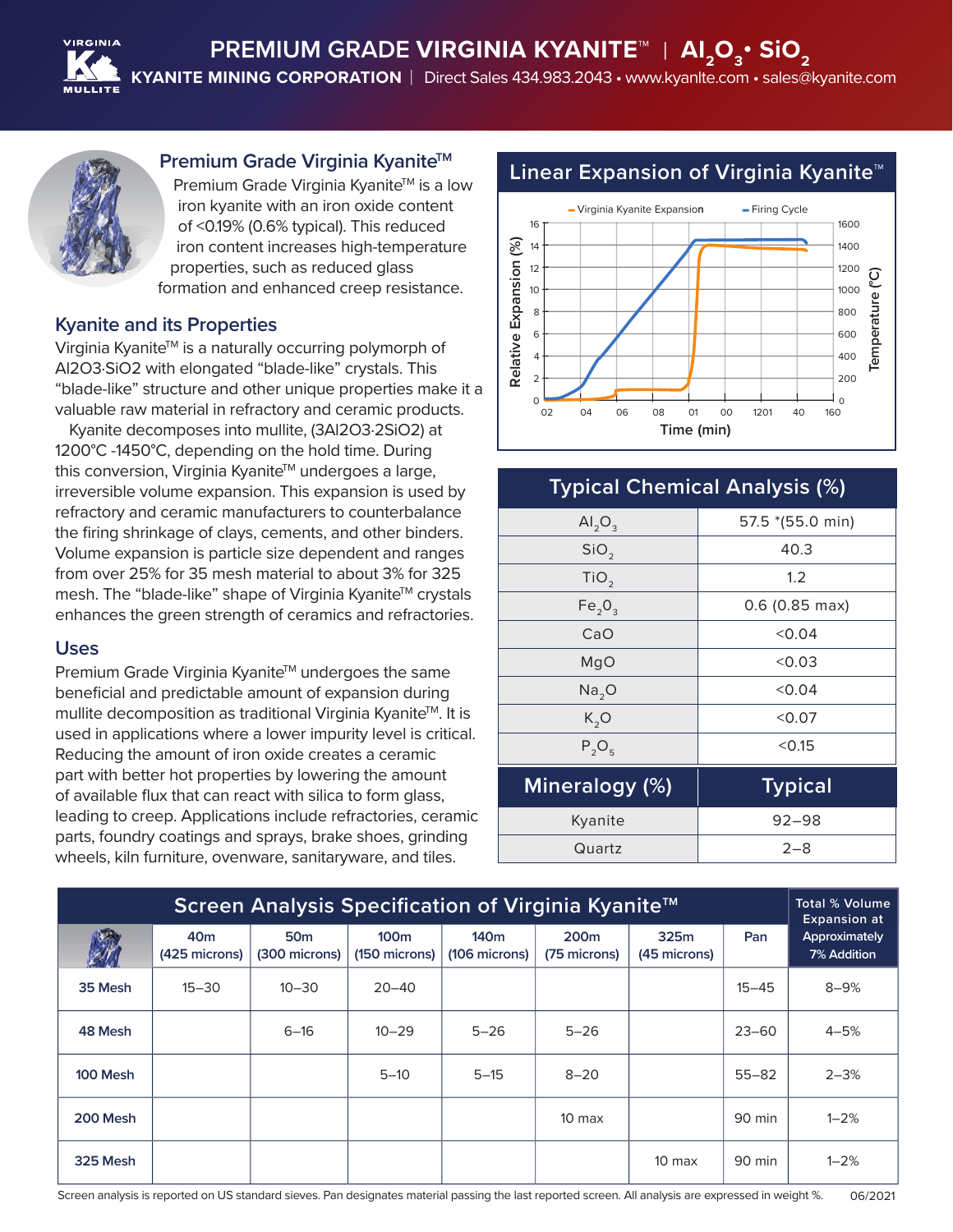# PREMIUM GRADE VIRGINIA KYANITE™ | $Al_2O_3 \cdot SiO_2$

**KYANITE MINING CORPORATION** | Direct Sales 434.983.2043 • www.kyanlte.com • sales@kyanite.com

## Premium Grade Virginia Kyanite™

Premium Grade Virginia Kyanite™ is a low iron kyanite with an iron oxide content of <0.19% (0.6% typical). This reduced iron content increases high-temperature properties, such as reduced glass formation and enhanced creep resistance.

## Kyanite and its Properties

Virginia Kyanite™ is a naturally occurring polymorph of Al2O3·SiO2 with elongated "blade-like" crystals. This "blade-like" structure and other unique properties make it a valuable raw material in refractory and ceramic products.

Kyanite decomposes into mullite, (3Al2O3·2SiO2) at 1200°C -1450°C, depending on the hold time. During this conversion, Virginia Kyanite™ undergoes a large, irreversible volume expansion. This expansion is used by refractory and ceramic manufacturers to counterbalance the firing shrinkage of clays, cements, and other binders. Volume expansion is particle size dependent and ranges from over 25% for 35 mesh material to about 3% for 325 mesh. The "blade-like" shape of Virginia Kyanite™ crystals enhances the green strength of ceramics and refractories.

## Uses

Premium Grade Virginia Kyanite™ undergoes the same beneficial and predictable amount of expansion during mullite decomposition as traditional Virginia Kyanite™. It is used in applications where a lower impurity level is critical. Reducing the amount of iron oxide creates a ceramic part with better hot properties by lowering the amount of available flux that can react with silica to form glass, leading to creep. Applications include refractories, ceramic parts, foundry coatings and sprays, brake shoes, grinding wheels, kiln furniture, ovenware, sanitaryware, and tiles.

## Linear Expansion of Virginia Kyanite™

Virginia Kyanite Expansion
Firing Cycle

Relative Expansion (%)
0 2 4 6 8 10 12 14 16

Temperature (°C)
0 200 400 600 800 1000 1200 1400 1600

Time (min)
02 04 06 08 01 00 1201 40 160

## Typical Chemical Analysis (%)

| | |
|---|---|
| $Al_2O_3$ | 57.5 *(55.0 min) |
| $SiO_2$ | 40.3 |
| $TiO_2$ | 1.2 |
| $Fe_2O_3$ | 0.6 (0.85 max) |
| CaO | <0.04 |
| MgO | <0.03 |
| $Na_2O$ | <0.04 |
| $K_2O$ | <0.07 |
| $P_2O_5$ | <0.15 |

| Mineralogy (%) | Typical |
|---|---|
| Kyanite | 92–98 |
| Quartz | 2–8 |

## Screen Analysis Specification of Virginia Kyanite™

| | 40m (425 microns) | 50m (300 microns) | 100m (150 microns) | 140m (106 microns) | 200m (75 microns) | 325m (45 microns) | Pan | Total % Volume Expansion at Approximately 7% Addition |
|---|---|---|---|---|---|---|---|---|
| 35 Mesh | 15–30 | 10–30 | 20–40 | | | | 15–45 | 8–9% |
| 48 Mesh | | 6–16 | 10–29 | 5–26 | 5–26 | | 23–60 | 4–5% |
| 100 Mesh | | | 5–10 | 5–15 | 8–20 | | 55–82 | 2–3% |
| 200 Mesh | | | | | 10 max | | 90 min | 1–2% |
| 325 Mesh | | | | | | 10 max | 90 min | 1–2% |

Screen analysis is reported on US standard sieves. Pan designates material passing the last reported screen. All analysis are expressed in weight %. 06/2021